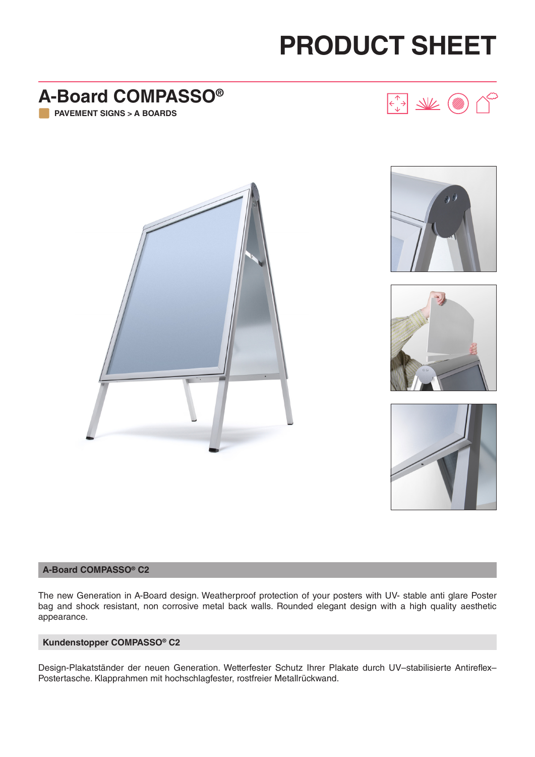# PRODUCT SHEET

## A-Board COMPASSO®

**PAVEMENT SIGNS > A BOARDS**

### A-Board COMPASSO® C2

The new Generation in A-Board design. Weatherproof protection of your posters with UV- stable anti glare Poster bag and shock resistant, non corrosive metal back walls. Rounded elegant design with a high quality aesthetic appearance.

### Kundenstopper COMPASSO® C2

Design-Plakatständer der neuen Generation. Wetterfester Schutz Ihrer Plakate durch UV–stabilisierte Antireflex–Postertasche. Klapprahmen mit hochschlagfester, rostfreier Metallrückwand.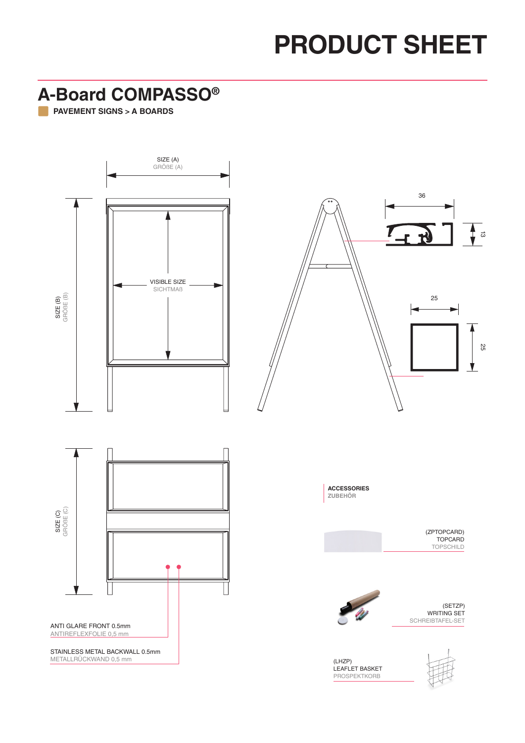# PRODUCT SHEET

## A-Board COMPASSO®

**PAVEMENT SIGNS > A BOARDS**

SIZE (A)
GRÖßE (A)

SIZE (B)
GRÖßE (B)

VISIBLE SIZE
SICHTMAß

36

13

25

25

SIZE (C)
GRÖßE (C)

ANTI GLARE FRONT 0.5mm
ANTIREFLEXFOLIE 0,5 mm

STAINLESS METAL BACKWALL 0.5mm
METALLRÜCKWAND 0,5 mm

**ACCESSORIES**
**ZUBEHÖR**

(ZPTOPCARD)
TOPCARD
TOPSCHILD

(SETZP)
WRITING SET
SCHREIBTAFEL-SET

(LHZP)
LEAFLET BASKET
PROSPEKTKORB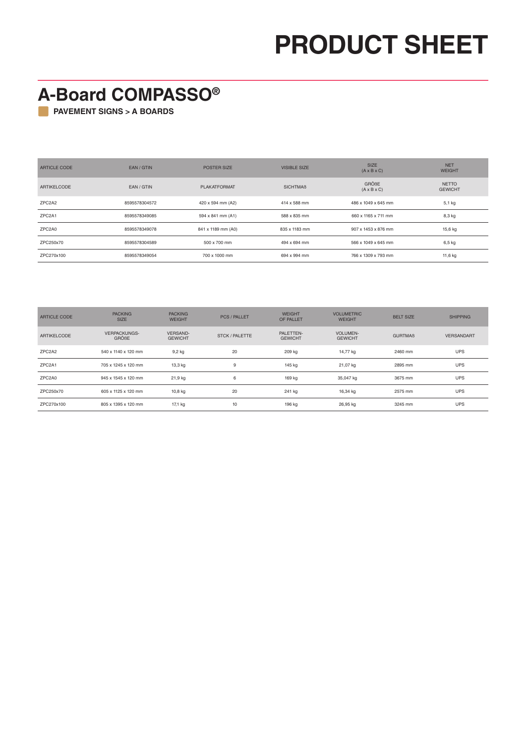# PRODUCT SHEET

## A-Board COMPASSO®

**PAVEMENT SIGNS > A BOARDS**

| ARTICLE CODE | EAN / GTIN | POSTER SIZE | VISIBLE SIZE | SIZE (A x B x C) | NET WEIGHT |
|---|---|---|---|---|---|
| ARTIKELCODE | EAN / GTIN | PLAKATFORMAT | SICHTMAß | GRÖßE (A x B x C) | NETTO GEWICHT |
| ZPC2A2 | 8595578304572 | 420 x 594 mm (A2) | 414 x 588 mm | 486 x 1049 x 645 mm | 5,1 kg |
| ZPC2A1 | 8595578349085 | 594 x 841 mm (A1) | 588 x 835 mm | 660 x 1165 x 711 mm | 8,3 kg |
| ZPC2A0 | 8595578349078 | 841 x 1189 mm (A0) | 835 x 1183 mm | 907 x 1453 x 876 mm | 15,6 kg |
| ZPC250x70 | 8595578304589 | 500 x 700 mm | 494 x 694 mm | 566 x 1049 x 645 mm | 6,5 kg |
| ZPC270x100 | 8595578349054 | 700 x 1000 mm | 694 x 994 mm | 766 x 1309 x 793 mm | 11,6 kg |

| ARTICLE CODE | PACKING SIZE | PACKING WEIGHT | PCS / PALLET | WEIGHT OF PALLET | VOLUMETRIC WEIGHT | BELT SIZE | SHIPPING |
|---|---|---|---|---|---|---|---|
| ARTIKELCODE | VERPACKUNGS-GRÖßE | VERSAND-GEWICHT | STCK / PALETTE | PALETTEN-GEWICHT | VOLUMEN-GEWICHT | GURTMAß | VERSANDART |
| ZPC2A2 | 540 x 1140 x 120 mm | 9,2 kg | 20 | 209 kg | 14,77 kg | 2460 mm | UPS |
| ZPC2A1 | 705 x 1245 x 120 mm | 13,3 kg | 9 | 145 kg | 21,07 kg | 2895 mm | UPS |
| ZPC2A0 | 945 x 1545 x 120 mm | 21,9 kg | 6 | 169 kg | 35,047 kg | 3675 mm | UPS |
| ZPC250x70 | 605 x 1125 x 120 mm | 10,8 kg | 20 | 241 kg | 16,34 kg | 2575 mm | UPS |
| ZPC270x100 | 805 x 1395 x 120 mm | 17,1 kg | 10 | 196 kg | 26,95 kg | 3245 mm | UPS |